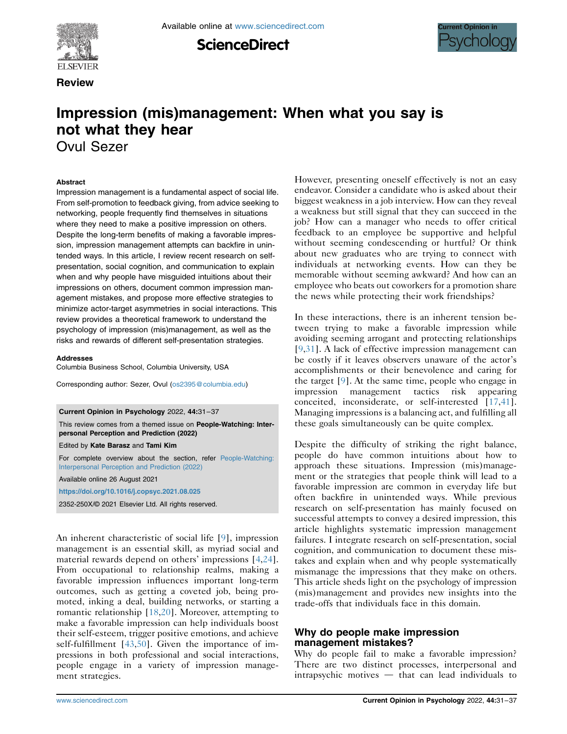Review

# Impression (mis)management: When what you say is not what they hear

Ovul Sezer

### Abstract

Impression management is a fundamental aspect of social life. From self-promotion to feedback giving, from advice seeking to networking, people frequently find themselves in situations where they need to make a positive impression on others. Despite the long-term benefits of making a favorable impression, impression management attempts can backfire in unintended ways. In this article, I review recent research on self-presentation, social cognition, and communication to explain when and why people have misguided intuitions about their impressions on others, document common impression management mistakes, and propose more effective strategies to minimize actor-target asymmetries in social interactions. This review provides a theoretical framework to understand the psychology of impression (mis)management, as well as the risks and rewards of different self-presentation strategies.

### Addresses

Columbia Business School, Columbia University, USA

Corresponding author: Sezer, Ovul (os2395@columbia.edu)

**Current Opinion in Psychology** 2022, **44**:31–37

This review comes from a themed issue on **People-Watching: Interpersonal Perception and Prediction (2022)**

Edited by **Kate Barasz** and **Tami Kim**

For complete overview about the section, refer People-Watching: Interpersonal Perception and Prediction (2022)

Available online 26 August 2021

https://doi.org/10.1016/j.copsyc.2021.08.025

2352-250X/© 2021 Elsevier Ltd. All rights reserved.

An inherent characteristic of social life [9], impression management is an essential skill, as myriad social and material rewards depend on others' impressions [4,24]. From occupational to relationship realms, making a favorable impression influences important long-term outcomes, such as getting a coveted job, being promoted, inking a deal, building networks, or starting a romantic relationship [18,20]. Moreover, attempting to make a favorable impression can help individuals boost their self-esteem, trigger positive emotions, and achieve self-fulfillment [43,50]. Given the importance of impressions in both professional and social interactions, people engage in a variety of impression management strategies.

However, presenting oneself effectively is not an easy endeavor. Consider a candidate who is asked about their biggest weakness in a job interview. How can they reveal a weakness but still signal that they can succeed in the job? How can a manager who needs to offer critical feedback to an employee be supportive and helpful without seeming condescending or hurtful? Or think about new graduates who are trying to connect with individuals at networking events. How can they be memorable without seeming awkward? And how can an employee who beats out coworkers for a promotion share the news while protecting their work friendships?

In these interactions, there is an inherent tension between trying to make a favorable impression while avoiding seeming arrogant and protecting relationships [9,31]. A lack of effective impression management can be costly if it leaves observers unaware of the actor's accomplishments or their benevolence and caring for the target [9]. At the same time, people who engage in impression management tactics risk appearing conceited, inconsiderate, or self-interested [17,41]. Managing impressions is a balancing act, and fulfilling all these goals simultaneously can be quite complex.

Despite the difficulty of striking the right balance, people do have common intuitions about how to approach these situations. Impression (mis)management or the strategies that people think will lead to a favorable impression are common in everyday life but often backfire in unintended ways. While previous research on self-presentation has mainly focused on successful attempts to convey a desired impression, this article highlights systematic impression management failures. I integrate research on self-presentation, social cognition, and communication to document these mistakes and explain when and why people systematically mismanage the impressions that they make on others. This article sheds light on the psychology of impression (mis)management and provides new insights into the trade-offs that individuals face in this domain.

## Why do people make impression management mistakes?

Why do people fail to make a favorable impression? There are two distinct processes, interpersonal and intrapsychic motives — that can lead individuals to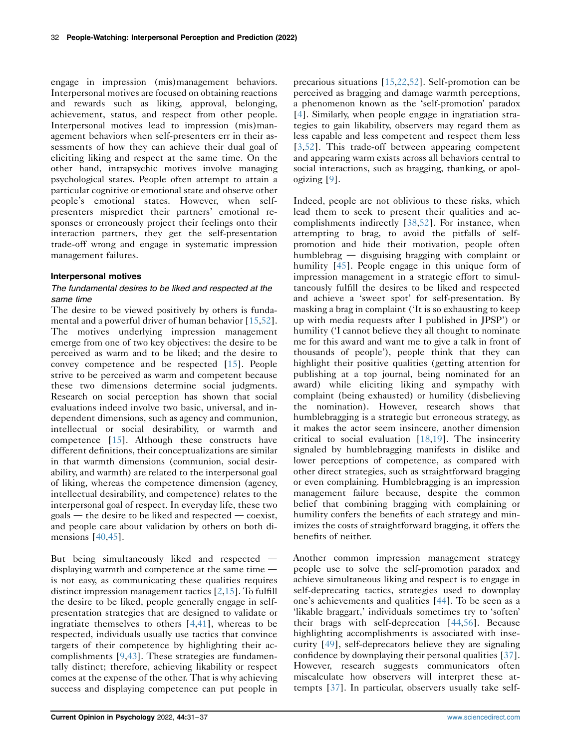engage in impression (mis)management behaviors. Interpersonal motives are focused on obtaining reactions and rewards such as liking, approval, belonging, achievement, status, and respect from other people. Interpersonal motives lead to impression (mis)management behaviors when self-presenters err in their assessments of how they can achieve their dual goal of eliciting liking and respect at the same time. On the other hand, intrapsychic motives involve managing psychological states. People often attempt to attain a particular cognitive or emotional state and observe other people's emotional states. However, when self-presenters mispredict their partners' emotional responses or erroneously project their feelings onto their interaction partners, they get the self-presentation trade-off wrong and engage in systematic impression management failures.

### Interpersonal motives

#### *The fundamental desires to be liked and respected at the same time*

The desire to be viewed positively by others is fundamental and a powerful driver of human behavior [15,52]. The motives underlying impression management emerge from one of two key objectives: the desire to be perceived as warm and to be liked; and the desire to convey competence and be respected [15]. People strive to be perceived as warm and competent because these two dimensions determine social judgments. Research on social perception has shown that social evaluations indeed involve two basic, universal, and independent dimensions, such as agency and communion, intellectual or social desirability, or warmth and competence [15]. Although these constructs have different definitions, their conceptualizations are similar in that warmth dimensions (communion, social desirability, and warmth) are related to the interpersonal goal of liking, whereas the competence dimension (agency, intellectual desirability, and competence) relates to the interpersonal goal of respect. In everyday life, these two goals — the desire to be liked and respected — coexist, and people care about validation by others on both dimensions [40,45].

But being simultaneously liked and respected — displaying warmth and competence at the same time — is not easy, as communicating these qualities requires distinct impression management tactics [2,15]. To fulfill the desire to be liked, people generally engage in self-presentation strategies that are designed to validate or ingratiate themselves to others [4,41], whereas to be respected, individuals usually use tactics that convince targets of their competence by highlighting their accomplishments [9,43]. These strategies are fundamentally distinct; therefore, achieving likability or respect comes at the expense of the other. That is why achieving success and displaying competence can put people in precarious situations [15,22,52]. Self-promotion can be perceived as bragging and damage warmth perceptions, a phenomenon known as the 'self-promotion' paradox [4]. Similarly, when people engage in ingratiation strategies to gain likability, observers may regard them as less capable and less competent and respect them less [3,52]. This trade-off between appearing competent and appearing warm exists across all behaviors central to social interactions, such as bragging, thanking, or apologizing [9].

Indeed, people are not oblivious to these risks, which lead them to seek to present their qualities and accomplishments indirectly [38,52]. For instance, when attempting to brag, to avoid the pitfalls of self-promotion and hide their motivation, people often humblebrag — disguising bragging with complaint or humility [45]. People engage in this unique form of impression management in a strategic effort to simultaneously fulfill the desires to be liked and respected and achieve a 'sweet spot' for self-presentation. By masking a brag in complaint ('It is so exhausting to keep up with media requests after I published in JPSP') or humility ('I cannot believe they all thought to nominate me for this award and want me to give a talk in front of thousands of people'), people think that they can highlight their positive qualities (getting attention for publishing at a top journal, being nominated for an award) while eliciting liking and sympathy with complaint (being exhausted) or humility (disbelieving the nomination). However, research shows that humblebragging is a strategic but erroneous strategy, as it makes the actor seem insincere, another dimension critical to social evaluation [18,19]. The insincerity signaled by humblebragging manifests in dislike and lower perceptions of competence, as compared with other direct strategies, such as straightforward bragging or even complaining. Humblebragging is an impression management failure because, despite the common belief that combining bragging with complaining or humility confers the benefits of each strategy and minimizes the costs of straightforward bragging, it offers the benefits of neither.

Another common impression management strategy people use to solve the self-promotion paradox and achieve simultaneous liking and respect is to engage in self-deprecating tactics, strategies used to downplay one's achievements and qualities [44]. To be seen as a 'likable braggart,' individuals sometimes try to 'soften' their brags with self-deprecation [44,56]. Because highlighting accomplishments is associated with insecurity [49], self-deprecators believe they are signaling confidence by downplaying their personal qualities [37]. However, research suggests communicators often miscalculate how observers will interpret these attempts [37]. In particular, observers usually take self-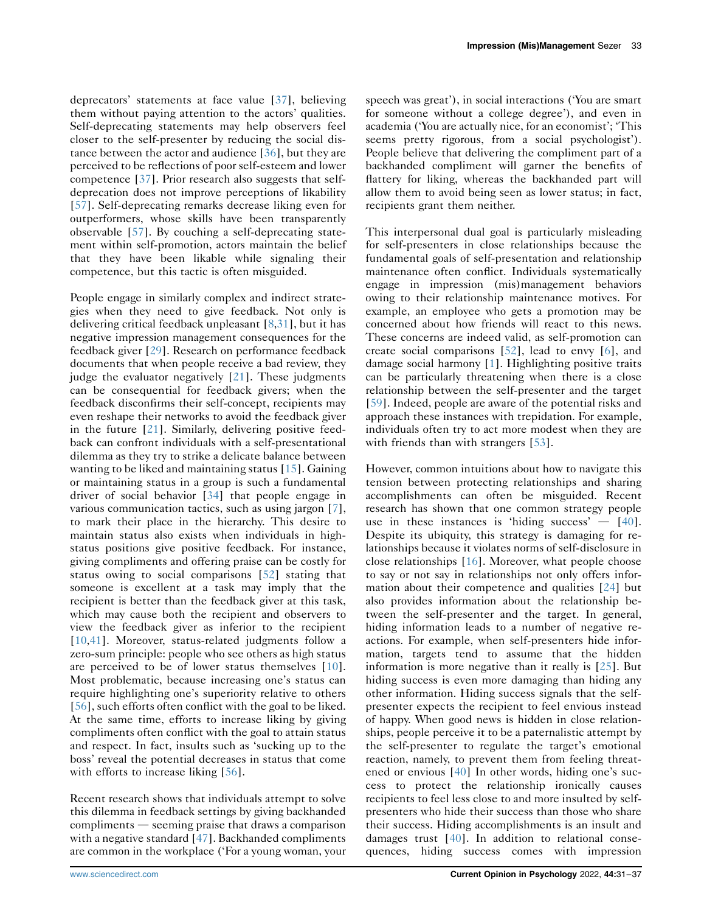deprecators' statements at face value [37], believing them without paying attention to the actors' qualities. Self-deprecating statements may help observers feel closer to the self-presenter by reducing the social distance between the actor and audience [36], but they are perceived to be reflections of poor self-esteem and lower competence [37]. Prior research also suggests that self-deprecation does not improve perceptions of likability [57]. Self-deprecating remarks decrease liking even for outperformers, whose skills have been transparently observable [57]. By couching a self-deprecating statement within self-promotion, actors maintain the belief that they have been likable while signaling their competence, but this tactic is often misguided.

People engage in similarly complex and indirect strategies when they need to give feedback. Not only is delivering critical feedback unpleasant [8,31], but it has negative impression management consequences for the feedback giver [29]. Research on performance feedback documents that when people receive a bad review, they judge the evaluator negatively [21]. These judgments can be consequential for feedback givers; when the feedback disconfirms their self-concept, recipients may even reshape their networks to avoid the feedback giver in the future [21]. Similarly, delivering positive feedback can confront individuals with a self-presentational dilemma as they try to strike a delicate balance between wanting to be liked and maintaining status [15]. Gaining or maintaining status in a group is such a fundamental driver of social behavior [34] that people engage in various communication tactics, such as using jargon [7], to mark their place in the hierarchy. This desire to maintain status also exists when individuals in high-status positions give positive feedback. For instance, giving compliments and offering praise can be costly for status owing to social comparisons [52] stating that someone is excellent at a task may imply that the recipient is better than the feedback giver at this task, which may cause both the recipient and observers to view the feedback giver as inferior to the recipient [10,41]. Moreover, status-related judgments follow a zero-sum principle: people who see others as high status are perceived to be of lower status themselves [10]. Most problematic, because increasing one's status can require highlighting one's superiority relative to others [56], such efforts often conflict with the goal to be liked. At the same time, efforts to increase liking by giving compliments often conflict with the goal to attain status and respect. In fact, insults such as 'sucking up to the boss' reveal the potential decreases in status that come with efforts to increase liking [56].

Recent research shows that individuals attempt to solve this dilemma in feedback settings by giving backhanded compliments — seeming praise that draws a comparison with a negative standard [47]. Backhanded compliments are common in the workplace ('For a young woman, your speech was great'), in social interactions ('You are smart for someone without a college degree'), and even in academia ('You are actually nice, for an economist'; 'This seems pretty rigorous, from a social psychologist'). People believe that delivering the compliment part of a backhanded compliment will garner the benefits of flattery for liking, whereas the backhanded part will allow them to avoid being seen as lower status; in fact, recipients grant them neither.

This interpersonal dual goal is particularly misleading for self-presenters in close relationships because the fundamental goals of self-presentation and relationship maintenance often conflict. Individuals systematically engage in impression (mis)management behaviors owing to their relationship maintenance motives. For example, an employee who gets a promotion may be concerned about how friends will react to this news. These concerns are indeed valid, as self-promotion can create social comparisons [52], lead to envy [6], and damage social harmony [1]. Highlighting positive traits can be particularly threatening when there is a close relationship between the self-presenter and the target [59]. Indeed, people are aware of the potential risks and approach these instances with trepidation. For example, individuals often try to act more modest when they are with friends than with strangers [53].

However, common intuitions about how to navigate this tension between protecting relationships and sharing accomplishments can often be misguided. Recent research has shown that one common strategy people use in these instances is 'hiding success' — [40]. Despite its ubiquity, this strategy is damaging for relationships because it violates norms of self-disclosure in close relationships [16]. Moreover, what people choose to say or not say in relationships not only offers information about their competence and qualities [24] but also provides information about the relationship between the self-presenter and the target. In general, hiding information leads to a number of negative reactions. For example, when self-presenters hide information, targets tend to assume that the hidden information is more negative than it really is [25]. But hiding success is even more damaging than hiding any other information. Hiding success signals that the self-presenter expects the recipient to feel envious instead of happy. When good news is hidden in close relationships, people perceive it to be a paternalistic attempt by the self-presenter to regulate the target's emotional reaction, namely, to prevent them from feeling threatened or envious [40] In other words, hiding one's success to protect the relationship ironically causes recipients to feel less close to and more insulted by self-presenters who hide their success than those who share their success. Hiding accomplishments is an insult and damages trust [40]. In addition to relational consequences, hiding success comes with impression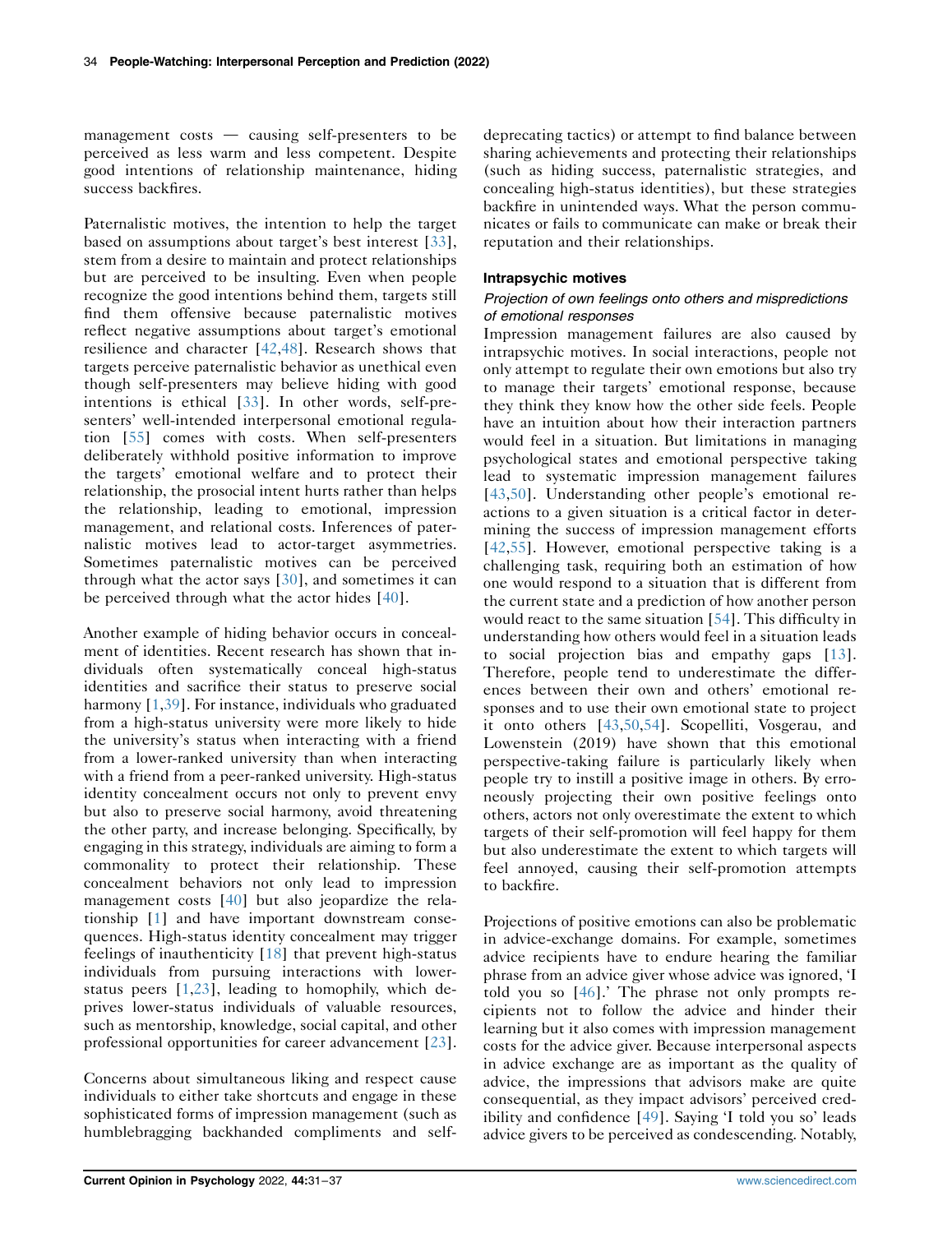management costs — causing self-presenters to be perceived as less warm and less competent. Despite good intentions of relationship maintenance, hiding success backfires.

Paternalistic motives, the intention to help the target based on assumptions about target's best interest [33], stem from a desire to maintain and protect relationships but are perceived to be insulting. Even when people recognize the good intentions behind them, targets still find them offensive because paternalistic motives reflect negative assumptions about target's emotional resilience and character [42,48]. Research shows that targets perceive paternalistic behavior as unethical even though self-presenters may believe hiding with good intentions is ethical [33]. In other words, self-presenters' well-intended interpersonal emotional regulation [55] comes with costs. When self-presenters deliberately withhold positive information to improve the targets' emotional welfare and to protect their relationship, the prosocial intent hurts rather than helps the relationship, leading to emotional, impression management, and relational costs. Inferences of paternalistic motives lead to actor-target asymmetries. Sometimes paternalistic motives can be perceived through what the actor says [30], and sometimes it can be perceived through what the actor hides [40].

Another example of hiding behavior occurs in concealment of identities. Recent research has shown that individuals often systematically conceal high-status identities and sacrifice their status to preserve social harmony [1,39]. For instance, individuals who graduated from a high-status university were more likely to hide the university's status when interacting with a friend from a lower-ranked university than when interacting with a friend from a peer-ranked university. High-status identity concealment occurs not only to prevent envy but also to preserve social harmony, avoid threatening the other party, and increase belonging. Specifically, by engaging in this strategy, individuals are aiming to form a commonality to protect their relationship. These concealment behaviors not only lead to impression management costs [40] but also jeopardize the relationship [1] and have important downstream consequences. High-status identity concealment may trigger feelings of inauthenticity [18] that prevent high-status individuals from pursuing interactions with lower-status peers [1,23], leading to homophily, which deprives lower-status individuals of valuable resources, such as mentorship, knowledge, social capital, and other professional opportunities for career advancement [23].

Concerns about simultaneous liking and respect cause individuals to either take shortcuts and engage in these sophisticated forms of impression management (such as humblebragging backhanded compliments and self-deprecating tactics) or attempt to find balance between sharing achievements and protecting their relationships (such as hiding success, paternalistic strategies, and concealing high-status identities), but these strategies backfire in unintended ways. What the person communicates or fails to communicate can make or break their reputation and their relationships.

## Intrapsychic motives

### *Projection of own feelings onto others and mispredictions of emotional responses*

Impression management failures are also caused by intrapsychic motives. In social interactions, people not only attempt to regulate their own emotions but also try to manage their targets' emotional response, because they think they know how the other side feels. People have an intuition about how their interaction partners would feel in a situation. But limitations in managing psychological states and emotional perspective taking lead to systematic impression management failures [43,50]. Understanding other people's emotional reactions to a given situation is a critical factor in determining the success of impression management efforts [42,55]. However, emotional perspective taking is a challenging task, requiring both an estimation of how one would respond to a situation that is different from the current state and a prediction of how another person would react to the same situation [54]. This difficulty in understanding how others would feel in a situation leads to social projection bias and empathy gaps [13]. Therefore, people tend to underestimate the differences between their own and others' emotional responses and to use their own emotional state to project it onto others [43,50,54]. Scopelliti, Vosgerau, and Lowenstein (2019) have shown that this emotional perspective-taking failure is particularly likely when people try to instill a positive image in others. By erroneously projecting their own positive feelings onto others, actors not only overestimate the extent to which targets of their self-promotion will feel happy for them but also underestimate the extent to which targets will feel annoyed, causing their self-promotion attempts to backfire.

Projections of positive emotions can also be problematic in advice-exchange domains. For example, sometimes advice recipients have to endure hearing the familiar phrase from an advice giver whose advice was ignored, 'I told you so [46].' The phrase not only prompts recipients not to follow the advice and hinder their learning but it also comes with impression management costs for the advice giver. Because interpersonal aspects in advice exchange are as important as the quality of advice, the impressions that advisors make are quite consequential, as they impact advisors' perceived credibility and confidence [49]. Saying 'I told you so' leads advice givers to be perceived as condescending. Notably,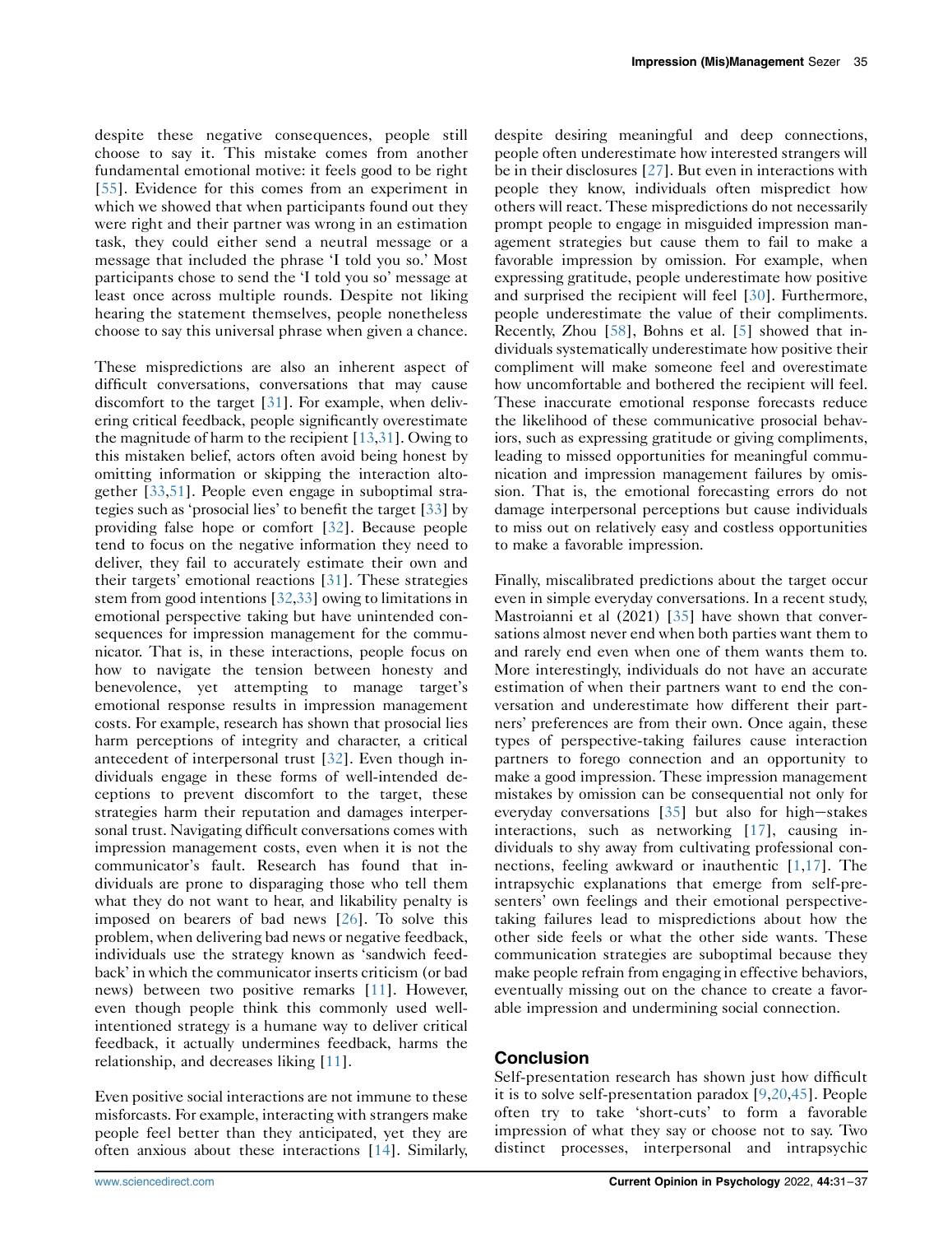despite these negative consequences, people still choose to say it. This mistake comes from another fundamental emotional motive: it feels good to be right [55]. Evidence for this comes from an experiment in which we showed that when participants found out they were right and their partner was wrong in an estimation task, they could either send a neutral message or a message that included the phrase 'I told you so.' Most participants chose to send the 'I told you so' message at least once across multiple rounds. Despite not liking hearing the statement themselves, people nonetheless choose to say this universal phrase when given a chance.

These mispredictions are also an inherent aspect of difficult conversations, conversations that may cause discomfort to the target [31]. For example, when delivering critical feedback, people significantly overestimate the magnitude of harm to the recipient [13,31]. Owing to this mistaken belief, actors often avoid being honest by omitting information or skipping the interaction altogether [33,51]. People even engage in suboptimal strategies such as 'prosocial lies' to benefit the target [33] by providing false hope or comfort [32]. Because people tend to focus on the negative information they need to deliver, they fail to accurately estimate their own and their targets' emotional reactions [31]. These strategies stem from good intentions [32,33] owing to limitations in emotional perspective taking but have unintended consequences for impression management for the communicator. That is, in these interactions, people focus on how to navigate the tension between honesty and benevolence, yet attempting to manage target's emotional response results in impression management costs. For example, research has shown that prosocial lies harm perceptions of integrity and character, a critical antecedent of interpersonal trust [32]. Even though individuals engage in these forms of well-intended deceptions to prevent discomfort to the target, these strategies harm their reputation and damages interpersonal trust. Navigating difficult conversations comes with impression management costs, even when it is not the communicator's fault. Research has found that individuals are prone to disparaging those who tell them what they do not want to hear, and likability penalty is imposed on bearers of bad news [26]. To solve this problem, when delivering bad news or negative feedback, individuals use the strategy known as 'sandwich feedback' in which the communicator inserts criticism (or bad news) between two positive remarks [11]. However, even though people think this commonly used well-intentioned strategy is a humane way to deliver critical feedback, it actually undermines feedback, harms the relationship, and decreases liking [11].

Even positive social interactions are not immune to these misforcasts. For example, interacting with strangers make people feel better than they anticipated, yet they are often anxious about these interactions [14]. Similarly, despite desiring meaningful and deep connections, people often underestimate how interested strangers will be in their disclosures [27]. But even in interactions with people they know, individuals often mispredict how others will react. These mispredictions do not necessarily prompt people to engage in misguided impression management strategies but cause them to fail to make a favorable impression by omission. For example, when expressing gratitude, people underestimate how positive and surprised the recipient will feel [30]. Furthermore, people underestimate the value of their compliments. Recently, Zhou [58], Bohns et al. [5] showed that individuals systematically underestimate how positive their compliment will make someone feel and overestimate how uncomfortable and bothered the recipient will feel. These inaccurate emotional response forecasts reduce the likelihood of these communicative prosocial behaviors, such as expressing gratitude or giving compliments, leading to missed opportunities for meaningful communication and impression management failures by omission. That is, the emotional forecasting errors do not damage interpersonal perceptions but cause individuals to miss out on relatively easy and costless opportunities to make a favorable impression.

Finally, miscalibrated predictions about the target occur even in simple everyday conversations. In a recent study, Mastroianni et al (2021) [35] have shown that conversations almost never end when both parties want them to and rarely end even when one of them wants them to. More interestingly, individuals do not have an accurate estimation of when their partners want to end the conversation and underestimate how different their partners' preferences are from their own. Once again, these types of perspective-taking failures cause interaction partners to forego connection and an opportunity to make a good impression. These impression management mistakes by omission can be consequential not only for everyday conversations [35] but also for high−stakes interactions, such as networking [17], causing individuals to shy away from cultivating professional connections, feeling awkward or inauthentic [1,17]. The intrapsychic explanations that emerge from self-presenters' own feelings and their emotional perspective-taking failures lead to mispredictions about how the other side feels or what the other side wants. These communication strategies are suboptimal because they make people refrain from engaging in effective behaviors, eventually missing out on the chance to create a favorable impression and undermining social connection.

## Conclusion

Self-presentation research has shown just how difficult it is to solve self-presentation paradox [9,20,45]. People often try to take 'short-cuts' to form a favorable impression of what they say or choose not to say. Two distinct processes, interpersonal and intrapsychic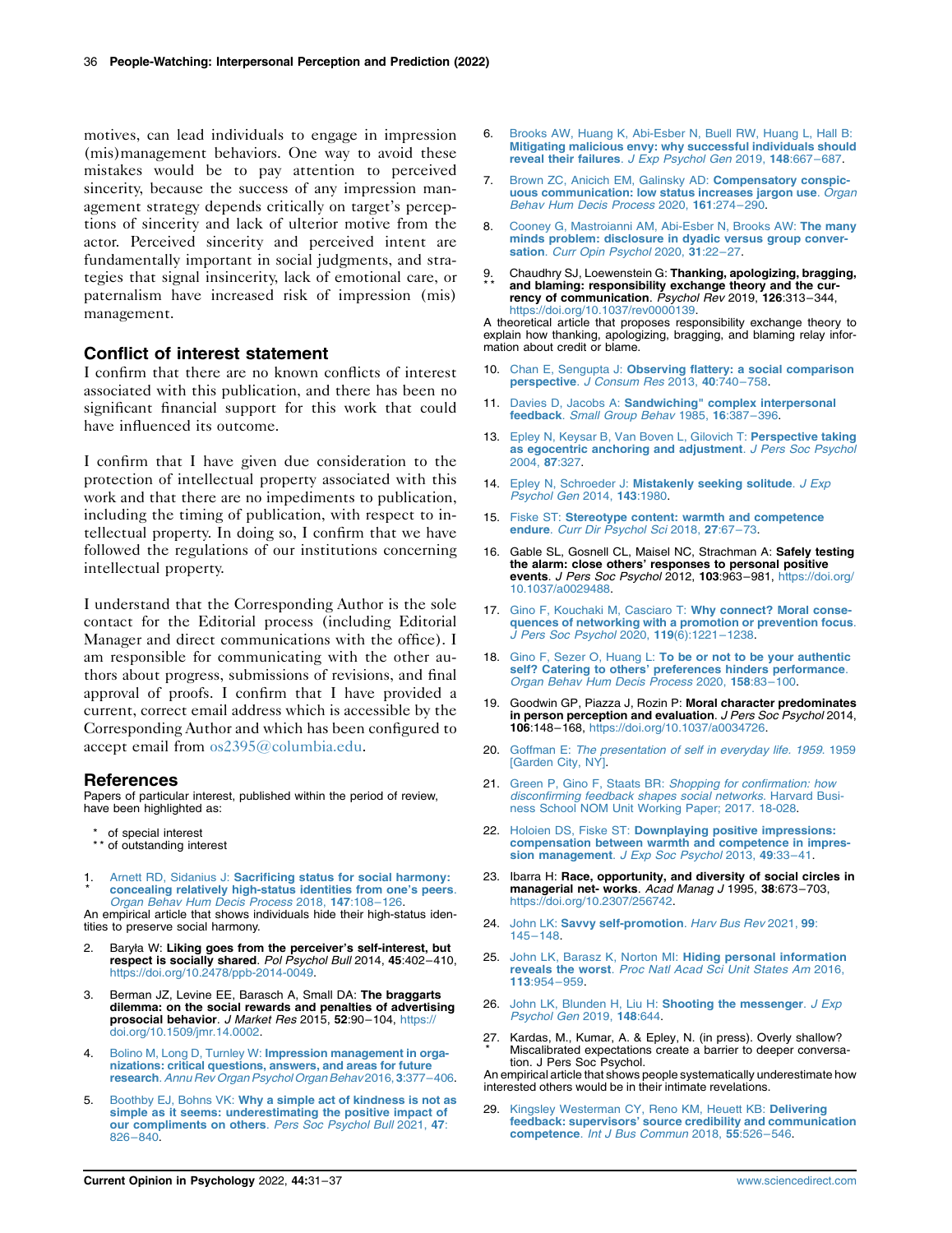motives, can lead individuals to engage in impression (mis)management behaviors. One way to avoid these mistakes would be to pay attention to perceived sincerity, because the success of any impression management strategy depends critically on target's perceptions of sincerity and lack of ulterior motive from the actor. Perceived sincerity and perceived intent are fundamentally important in social judgments, and strategies that signal insincerity, lack of emotional care, or paternalism have increased risk of impression (mis) management.

## Conflict of interest statement

I confirm that there are no known conflicts of interest associated with this publication, and there has been no significant financial support for this work that could have influenced its outcome.

I confirm that I have given due consideration to the protection of intellectual property associated with this work and that there are no impediments to publication, including the timing of publication, with respect to intellectual property. In doing so, I confirm that we have followed the regulations of our institutions concerning intellectual property.

I understand that the Corresponding Author is the sole contact for the Editorial process (including Editorial Manager and direct communications with the office). I am responsible for communicating with the other authors about progress, submissions of revisions, and final approval of proofs. I confirm that I have provided a current, correct email address which is accessible by the Corresponding Author and which has been configured to accept email from os2395@columbia.edu.

## References

Papers of particular interest, published within the period of review, have been highlighted as:

\* of special interest
\*\* of outstanding interest

1. \* Arnett RD, Sidanius J: **Sacrificing status for social harmony: concealing relatively high-status identities from one's peers**. *Organ Behav Hum Decis Process* 2018, **147**:108–126.
An empirical article that shows individuals hide their high-status identities to preserve social harmony.

2. Baryła W: **Liking goes from the perceiver's self-interest, but respect is socially shared**. *Pol Psychol Bull* 2014, **45**:402–410, https://doi.org/10.2478/ppb-2014-0049.

3. Berman JZ, Levine EE, Barasch A, Small DA: **The braggarts dilemma: on the social rewards and penalties of advertising prosocial behavior**. *J Market Res* 2015, **52**:90–104, https://doi.org/10.1509/jmr.14.0002.

4. Bolino M, Long D, Turnley W: **Impression management in organizations: critical questions, answers, and areas for future research**. *Annu Rev Organ Psychol Organ Behav* 2016, **3**:377–406.

5. Boothby EJ, Bohns VK: **Why a simple act of kindness is not as simple as it seems: underestimating the positive impact of our compliments on others**. *Pers Soc Psychol Bull* 2021, **47**: 826–840.

6. Brooks AW, Huang K, Abi-Esber N, Buell RW, Huang L, Hall B: **Mitigating malicious envy: why successful individuals should reveal their failures**. *J Exp Psychol Gen* 2019, **148**:667–687.

7. Brown ZC, Anicich EM, Galinsky AD: **Compensatory conspicuous communication: low status increases jargon use**. *Organ Behav Hum Decis Process* 2020, **161**:274–290.

8. Cooney G, Mastroianni AM, Abi-Esber N, Brooks AW: **The many minds problem: disclosure in dyadic versus group conversation**. *Curr Opin Psychol* 2020, **31**:22–27.

9. \*\* Chaudhry SJ, Loewenstein G: **Thanking, apologizing, bragging, and blaming: responsibility exchange theory and the currency of communication**. *Psychol Rev* 2019, **126**:313–344, https://doi.org/10.1037/rev0000139.
A theoretical article that proposes responsibility exchange theory to explain how thanking, apologizing, bragging, and blaming relay information about credit or blame.

10. Chan E, Sengupta J: **Observing flattery: a social comparison perspective**. *J Consum Res* 2013, **40**:740–758.

11. Davies D, Jacobs A: **Sandwiching" complex interpersonal feedback**. *Small Group Behav* 1985, **16**:387–396.

13. Epley N, Keysar B, Van Boven L, Gilovich T: **Perspective taking as egocentric anchoring and adjustment**. *J Pers Soc Psychol* 2004, **87**:327.

14. Epley N, Schroeder J: **Mistakenly seeking solitude**. *J Exp Psychol Gen* 2014, **143**:1980.

15. Fiske ST: **Stereotype content: warmth and competence endure**. *Curr Dir Psychol Sci* 2018, **27**:67–73.

16. Gable SL, Gosnell CL, Maisel NC, Strachman A: **Safely testing the alarm: close others' responses to personal positive events**. *J Pers Soc Psychol* 2012, **103**:963–981, https://doi.org/10.1037/a0029488.

17. Gino F, Kouchaki M, Casciaro T: **Why connect? Moral consequences of networking with a promotion or prevention focus**. *J Pers Soc Psychol* 2020, **119**(6):1221–1238.

18. Gino F, Sezer O, Huang L: **To be or not to be your authentic self? Catering to others' preferences hinders performance**. *Organ Behav Hum Decis Process* 2020, **158**:83–100.

19. Goodwin GP, Piazza J, Rozin P: **Moral character predominates in person perception and evaluation**. *J Pers Soc Psychol* 2014, **106**:148–168, https://doi.org/10.1037/a0034726.

20. Goffman E: *The presentation of self in everyday life. 1959*. 1959 [Garden City, NY].

21. Green P, Gino F, Staats BR: *Shopping for confirmation: how disconfirming feedback shapes social networks*. Harvard Business School NOM Unit Working Paper; 2017. 18-028.

22. Holoien DS, Fiske ST: **Downplaying positive impressions: compensation between warmth and competence in impression management**. *J Exp Soc Psychol* 2013, **49**:33–41.

23. Ibarra H: **Race, opportunity, and diversity of social circles in managerial net- works**. *Acad Manag J* 1995, **38**:673–703, https://doi.org/10.2307/256742.

24. John LK: **Savvy self-promotion**. *Harv Bus Rev* 2021, **99**: 145–148.

25. John LK, Barasz K, Norton MI: **Hiding personal information reveals the worst**. *Proc Natl Acad Sci Unit States Am* 2016, **113**:954–959.

26. John LK, Blunden H, Liu H: **Shooting the messenger**. *J Exp Psychol Gen* 2019, **148**:644.

27. \* Kardas, M., Kumar, A. & Epley, N. (in press). Overly shallow? Miscalibrated expectations create a barrier to deeper conversation. J Pers Soc Psychol.
An empirical article that shows people systematically underestimate how interested others would be in their intimate revelations.

29. Kingsley Westerman CY, Reno KM, Heuett KB: **Delivering feedback: supervisors' source credibility and communication competence**. *Int J Bus Commun* 2018, **55**:526–546.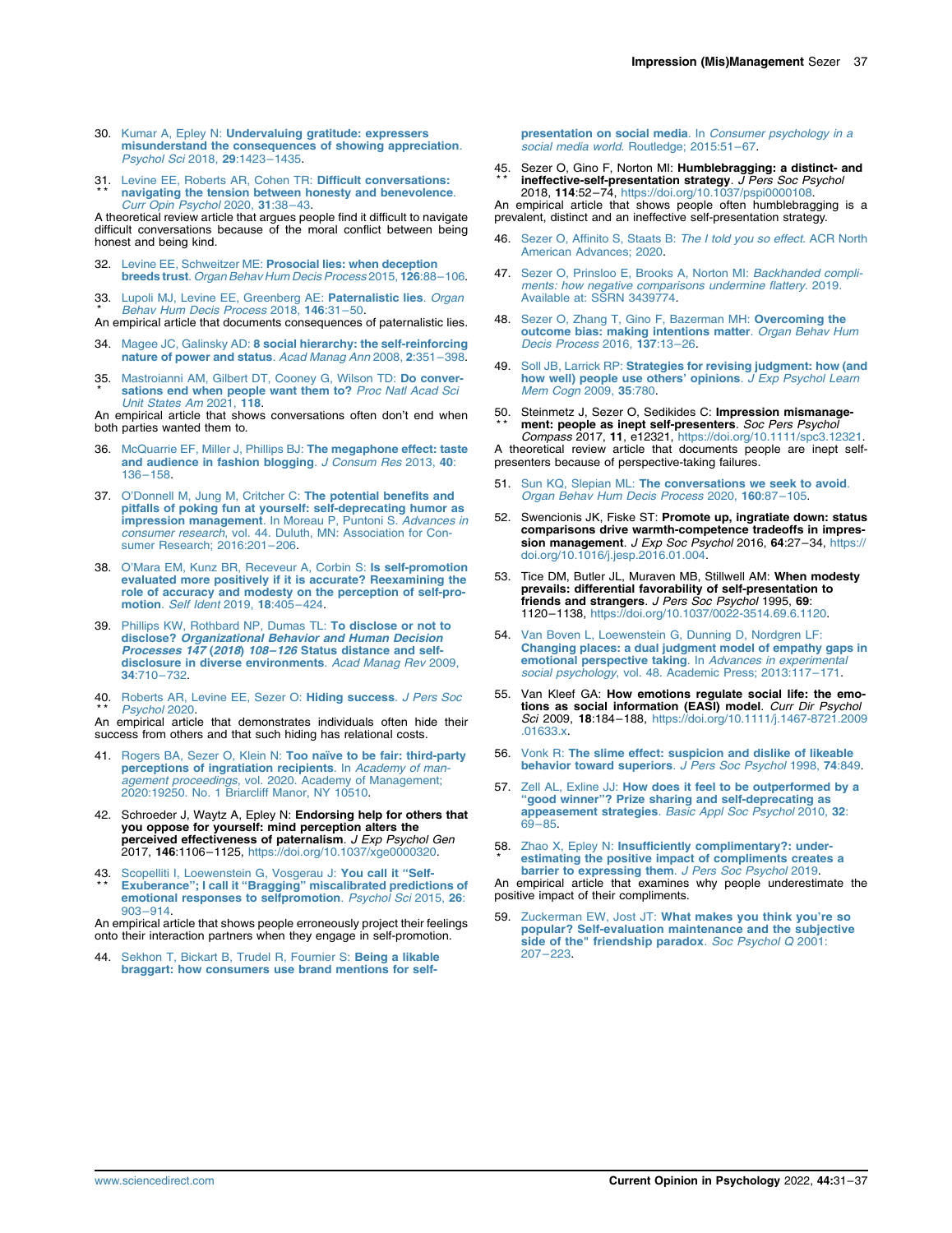30. Kumar A, Epley N: **Undervaluing gratitude: expressers misunderstand the consequences of showing appreciation**. *Psychol Sci* 2018, **29**:1423–1435.

31. ** Levine EE, Roberts AR, Cohen TR: **Difficult conversations: navigating the tension between honesty and benevolence**. *Curr Opin Psychol* 2020, **31**:38–43.

A theoretical review article that argues people find it difficult to navigate difficult conversations because of the moral conflict between being honest and being kind.

32. Levine EE, Schweitzer ME: **Prosocial lies: when deception breeds trust**. *Organ Behav Hum Decis Process* 2015, **126**:88–106.

33. * Lupoli MJ, Levine EE, Greenberg AE: **Paternalistic lies**. *Organ Behav Hum Decis Process* 2018, **146**:31–50.

An empirical article that documents consequences of paternalistic lies.

34. Magee JC, Galinsky AD: **8 social hierarchy: the self-reinforcing nature of power and status**. *Acad Manag Ann* 2008, **2**:351–398.

35. * Mastroianni AM, Gilbert DT, Cooney G, Wilson TD: **Do conversations end when people want them to?** *Proc Natl Acad Sci Unit States Am* 2021, **118**.

An empirical article that shows conversations often don't end when both parties wanted them to.

36. McQuarrie EF, Miller J, Phillips BJ: **The megaphone effect: taste and audience in fashion blogging**. *J Consum Res* 2013, **40**: 136–158.

37. O'Donnell M, Jung M, Critcher C: **The potential benefits and pitfalls of poking fun at yourself: self-deprecating humor as impression management**. In Moreau P, Puntoni S. *Advances in consumer research*, vol. 44. Duluth, MN: Association for Consumer Research; 2016:201–206.

38. O'Mara EM, Kunz BR, Receveur A, Corbin S: **Is self-promotion evaluated more positively if it is accurate? Reexamining the role of accuracy and modesty on the perception of self-promotion**. *Self Ident* 2019, **18**:405–424.

39. Phillips KW, Rothbard NP, Dumas TL: **To disclose or not to disclose? *Organizational Behavior and Human Decision Processes 147 (2018) 108–126* Status distance and self-disclosure in diverse environments**. *Acad Manag Rev* 2009, **34**:710–732.

40. ** Roberts AR, Levine EE, Sezer O: **Hiding success**. *J Pers Soc Psychol* 2020.

An empirical article that demonstrates individuals often hide their success from others and that such hiding has relational costs.

41. Rogers BA, Sezer O, Klein N: **Too naïve to be fair: third-party perceptions of ingratiation recipients**. In *Academy of management proceedings*, vol. 2020. Academy of Management; 2020:19250. No. 1 Briarcliff Manor, NY 10510.

42. Schroeder J, Waytz A, Epley N: **Endorsing help for others that you oppose for yourself: mind perception alters the perceived effectiveness of paternalism**. *J Exp Psychol Gen* 2017, **146**:1106–1125, https://doi.org/10.1037/xge0000320.

43. ** Scopelliti I, Loewenstein G, Vosgerau J: **You call it "Self-Exuberance"; I call it "Bragging" miscalibrated predictions of emotional responses to selfpromotion**. *Psychol Sci* 2015, **26**: 903–914.

An empirical article that shows people erroneously project their feelings onto their interaction partners when they engage in self-promotion.

44. Sekhon T, Bickart B, Trudel R, Fournier S: **Being a likable braggart: how consumers use brand mentions for self-presentation on social media**. In *Consumer psychology in a social media world*. Routledge; 2015:51–67.

45. ** Sezer O, Gino F, Norton MI: **Humblebragging: a distinct- and ineffective-self-presentation strategy**. *J Pers Soc Psychol* 2018, **114**:52–74, https://doi.org/10.1037/pspi0000108.

An empirical article that shows people often humblebragging is a prevalent, distinct and an ineffective self-presentation strategy.

46. Sezer O, Affinito S, Staats B: *The I told you so effect*. ACR North American Advances; 2020.

47. Sezer O, Prinsloo E, Brooks A, Norton MI: *Backhanded compliments: how negative comparisons undermine flattery*. 2019. Available at: SSRN 3439774.

48. Sezer O, Zhang T, Gino F, Bazerman MH: **Overcoming the outcome bias: making intentions matter**. *Organ Behav Hum Decis Process* 2016, **137**:13–26.

49. Soll JB, Larrick RP: **Strategies for revising judgment: how (and how well) people use others' opinions**. *J Exp Psychol Learn Mem Cogn* 2009, **35**:780.

50. ** Steinmetz J, Sezer O, Sedikides C: **Impression mismanagement: people as inept self-presenters**. *Soc Pers Psychol Compass* 2017, **11**, e12321, https://doi.org/10.1111/spc3.12321.

A theoretical review article that documents people are inept self-presenters because of perspective-taking failures.

51. Sun KQ, Slepian ML: **The conversations we seek to avoid**. *Organ Behav Hum Decis Process* 2020, **160**:87–105.

52. Swencionis JK, Fiske ST: **Promote up, ingratiate down: status comparisons drive warmth-competence tradeoffs in impression management**. *J Exp Soc Psychol* 2016, **64**:27–34, https://doi.org/10.1016/j.jesp.2016.01.004.

53. Tice DM, Butler JL, Muraven MB, Stillwell AM: **When modesty prevails: differential favorability of self-presentation to friends and strangers**. *J Pers Soc Psychol* 1995, **69**: 1120–1138, https://doi.org/10.1037/0022-3514.69.6.1120.

54. Van Boven L, Loewenstein G, Dunning D, Nordgren LF: **Changing places: a dual judgment model of empathy gaps in emotional perspective taking**. In *Advances in experimental social psychology*, vol. 48. Academic Press; 2013:117–171.

55. Van Kleef GA: **How emotions regulate social life: the emotions as social information (EASI) model**. *Curr Dir Psychol Sci* 2009, **18**:184–188, https://doi.org/10.1111/j.1467-8721.2009.01633.x.

56. Vonk R: **The slime effect: suspicion and dislike of likeable behavior toward superiors**. *J Pers Soc Psychol* 1998, **74**:849.

57. Zell AL, Exline JJ: **How does it feel to be outperformed by a "good winner"? Prize sharing and self-deprecating as appeasement strategies**. *Basic Appl Soc Psychol* 2010, **32**: 69–85.

58. * Zhao X, Epley N: **Insufficiently complimentary?: under-estimating the positive impact of compliments creates a barrier to expressing them**. *J Pers Soc Psychol* 2019.

An empirical article that examines why people underestimate the positive impact of their compliments.

59. Zuckerman EW, Jost JT: **What makes you think you're so popular? Self-evaluation maintenance and the subjective side of the" friendship paradox**. *Soc Psychol Q* 2001: 207–223.